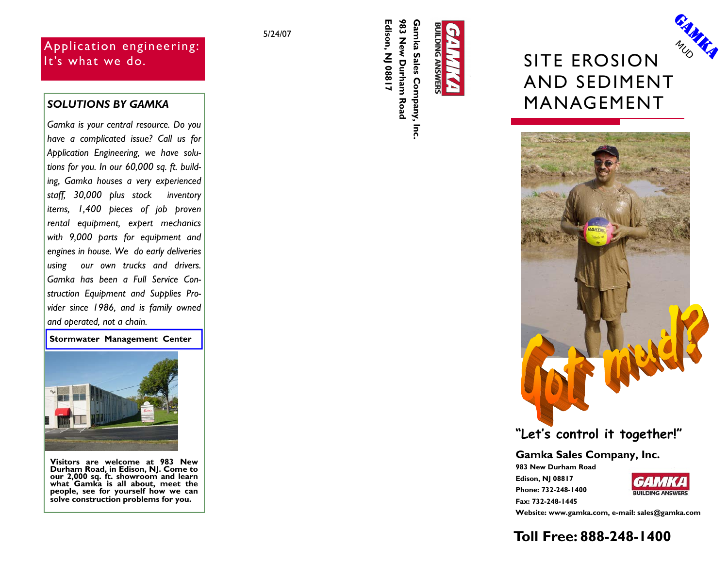## Application engineering: It's what we do.

### *SOLUTIONS BY GAMKA*

*Gamka is your central resource. Do you have a complicated issue? Call us for Application Engineering, we have solutions for you. In our 60,000 sq. ft. building, Gamka houses a very experienced staff, 30,000 plus stock inventory items, 1,400 pieces of job proven rental equipment, expert mechanics with 9,000 parts for equipment and engines in house. We do early deliveries using our own trucks and drivers. Gamka has been a Full Service Construction Equipment and Supplies Provider since 1986, and is family owned and operated, not a chain.*

**Stormwater Management Center**

**Visitors are welcome at 983 New Durham Road, in Edison, NJ. Come to our 2,000 sq. ft. showroom and learn what Gamka is all about, meet the people, see for yourself how we can solve construction problems for you.**

5/24/07

GAMKA
BUILDING ANSWERS

**Gamka Sales Company, Inc.**
**983 New Durham Road**
**Edison, NJ 08817**

GAMKA MUD

# SITE EROSION AND SEDIMENT MANAGEMENT

Got mud?

**"Let's control it together!"**

**Gamka Sales Company, Inc.**
**983 New Durham Road**
**Edison, NJ 08817**
**Phone: 732-248-1400**
**Fax: 732-248-1445**
**Website: www.gamka.com, e-mail: sales@gamka.com**

GAMKA
BUILDING ANSWERS

## Toll Free: 888-248-1400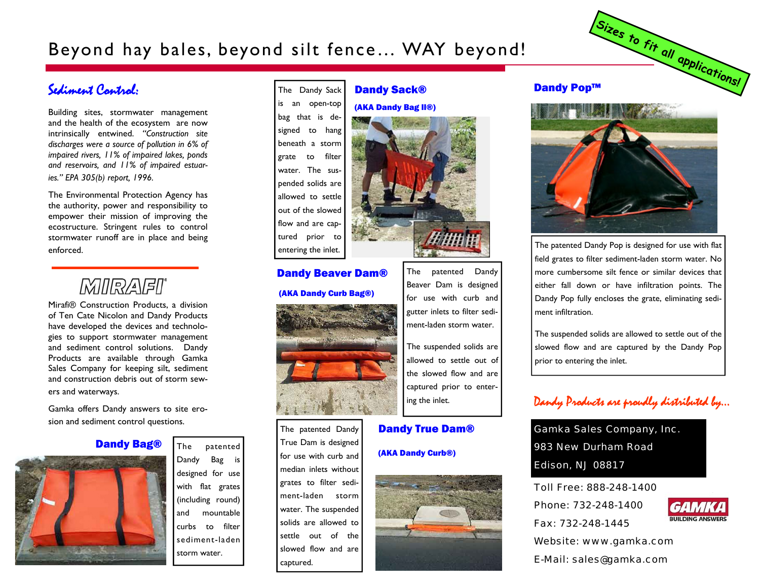# Beyond hay bales, beyond silt fence... WAY beyond!

**Sizes to fit all applications!**

## Sediment Control:

Building sites, stormwater management and the health of the ecosystem are now intrinsically entwined. *"Construction site discharges were a source of pollution in 6% of impaired rivers, 11% of impaired lakes, ponds and reservoirs, and 11% of impaired estuaries." EPA 305(b) report, 1996.*

The Environmental Protection Agency has the authority, power and responsibility to empower their mission of improving the ecostructure. Stringent rules to control stormwater runoff are in place and being enforced.

MIRAFI®

Mirafi® Construction Products, a division of Ten Cate Nicolon and Dandy Products have developed the devices and technologies to support stormwater management and sediment control solutions. Dandy Products are available through Gamka Sales Company for keeping silt, sediment and construction debris out of storm sewers and waterways.

Gamka offers Dandy answers to site erosion and sediment control questions.

### Dandy Bag®

The patented Dandy Bag is designed for use with flat grates (including round) and mountable curbs to filter sediment-laden storm water.

### Dandy Sack®

**(AKA Dandy Bag II®)**

The Dandy Sack is an open-top bag that is designed to hang beneath a storm grate to filter water. The suspended solids are allowed to settle out of the slowed flow and are captured prior to entering the inlet.

### Dandy Beaver Dam®

**(AKA Dandy Curb Bag®)**

The patented Dandy Beaver Dam is designed for use with curb and gutter inlets to filter sediment-laden storm water.

The suspended solids are allowed to settle out of the slowed flow and are captured prior to entering the inlet.

### Dandy True Dam®

**(AKA Dandy Curb®)**

The patented Dandy True Dam is designed for use with curb and median inlets without grates to filter sediment-laden storm water. The suspended solids are allowed to settle out of the slowed flow and are captured.

### Dandy Pop™

The patented Dandy Pop is designed for use with flat field grates to filter sediment-laden storm water. No more cumbersome silt fence or similar devices that either fall down or have infiltration points. The Dandy Pop fully encloses the grate, eliminating sediment infiltration.

The suspended solids are allowed to settle out of the slowed flow and are captured by the Dandy Pop prior to entering the inlet.

## Dandy Products are proudly distributed by...

Gamka Sales Company, Inc.
983 New Durham Road
Edison, NJ 08817

Toll Free: 888-248-1400
Phone: 732-248-1400
Fax: 732-248-1445
Website: www.gamka.com
E-Mail: sales@gamka.com

GAMKA BUILDING ANSWERS